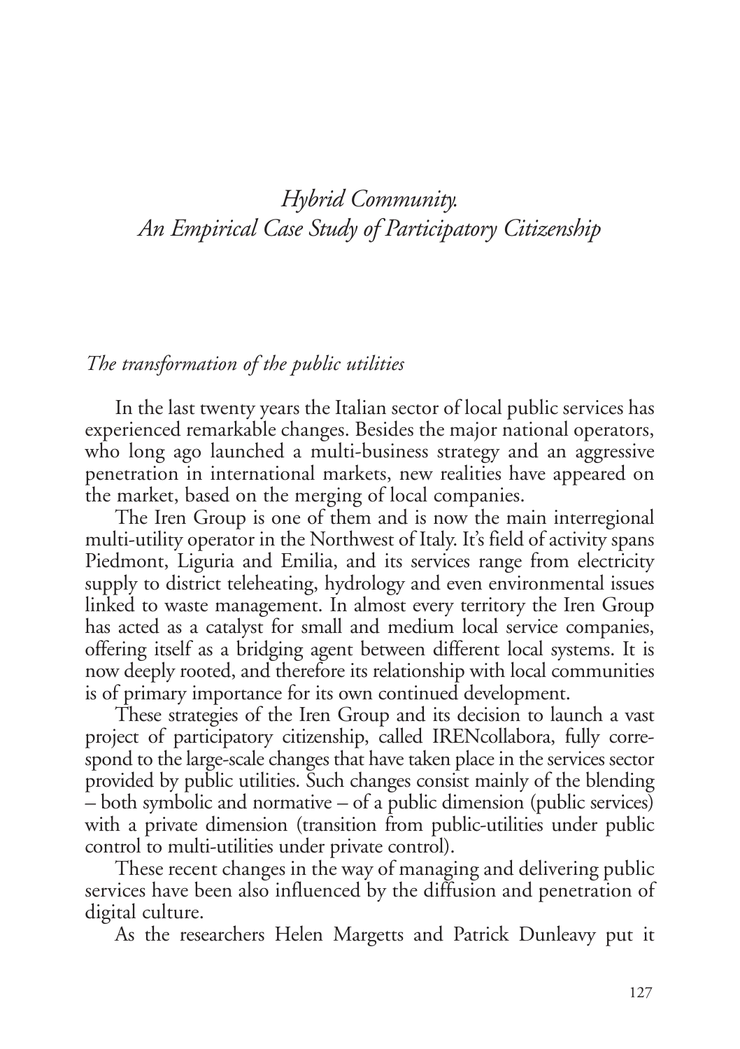# *Hybrid Community. An Empirical Case Study of Participatory Citizenship*

## *The transformation of the public utilities*

In the last twenty years the Italian sector of local public services has experienced remarkable changes. Besides the major national operators, who long ago launched a multi-business strategy and an aggressive penetration in international markets, new realities have appeared on the market, based on the merging of local companies.

The Iren Group is one of them and is now the main interregional multi-utility operator in the Northwest of Italy. It's field of activity spans Piedmont, Liguria and Emilia, and its services range from electricity supply to district teleheating, hydrology and even environmental issues linked to waste management. In almost every territory the Iren Group has acted as a catalyst for small and medium local service companies, offering itself as a bridging agent between different local systems. It is now deeply rooted, and therefore its relationship with local communities is of primary importance for its own continued development.

These strategies of the Iren Group and its decision to launch a vast project of participatory citizenship, called IRENcollabora, fully correspond to the large-scale changes that have taken place in the services sector provided by public utilities. Such changes consist mainly of the blending – both symbolic and normative – of a public dimension (public services) with a private dimension (transition from public-utilities under public control to multi-utilities under private control).

These recent changes in the way of managing and delivering public services have been also influenced by the diffusion and penetration of digital culture.

As the researchers Helen Margetts and Patrick Dunleavy put it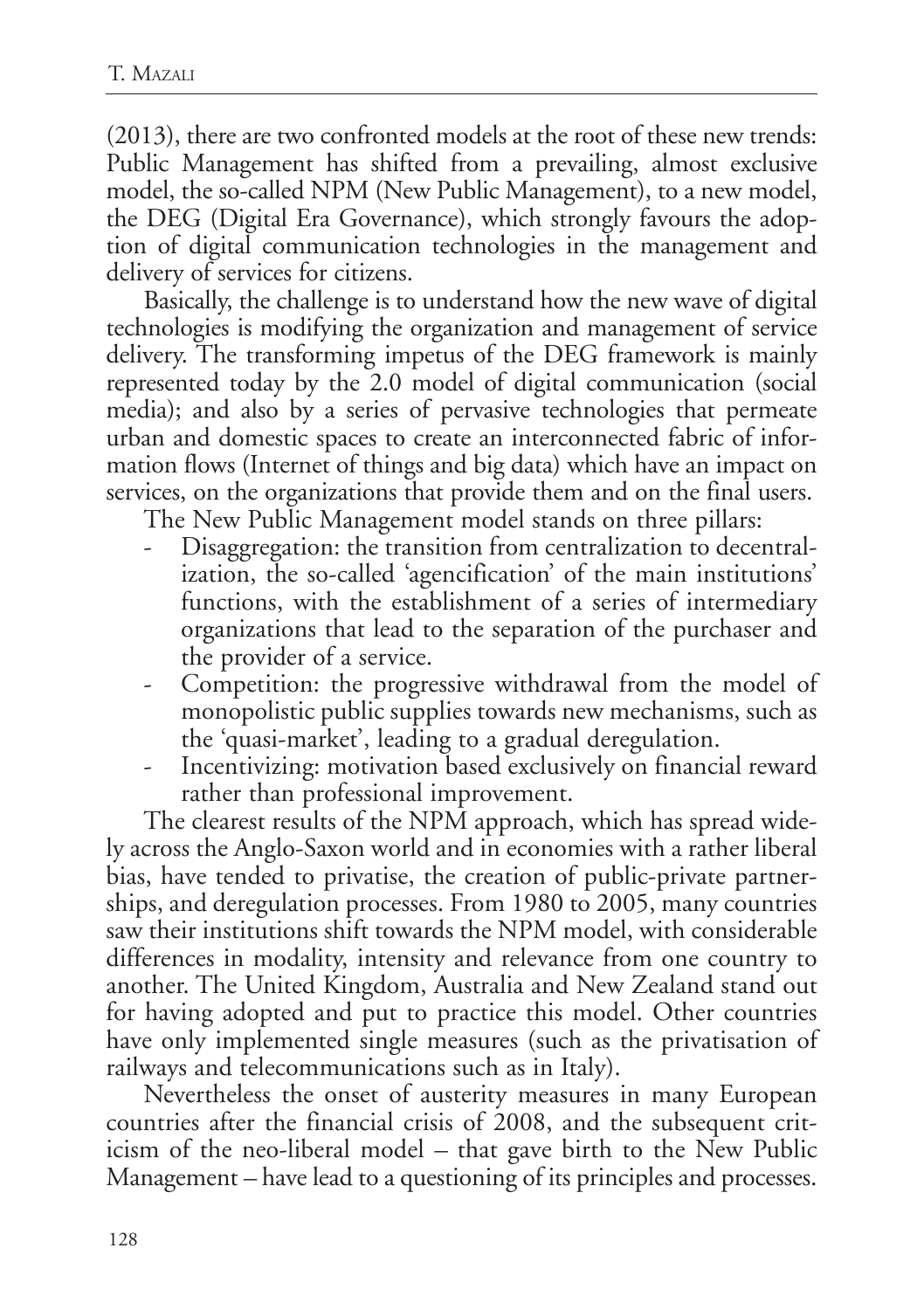(2013), there are two confronted models at the root of these new trends: Public Management has shifted from a prevailing, almost exclusive model, the so-called NPM (New Public Management), to a new model, the DEG (Digital Era Governance), which strongly favours the adoption of digital communication technologies in the management and delivery of services for citizens.

Basically, the challenge is to understand how the new wave of digital technologies is modifying the organization and management of service delivery. The transforming impetus of the DEG framework is mainly represented today by the 2.0 model of digital communication (social media); and also by a series of pervasive technologies that permeate urban and domestic spaces to create an interconnected fabric of information flows (Internet of things and big data) which have an impact on services, on the organizations that provide them and on the final users.

The New Public Management model stands on three pillars:

- Disaggregation: the transition from centralization to decentralization, the so-called 'agencification' of the main institutions' functions, with the establishment of a series of intermediary organizations that lead to the separation of the purchaser and the provider of a service.
- Competition: the progressive withdrawal from the model of monopolistic public supplies towards new mechanisms, such as the 'quasi-market', leading to a gradual deregulation.
- Incentivizing: motivation based exclusively on financial reward rather than professional improvement.

The clearest results of the NPM approach, which has spread widely across the Anglo-Saxon world and in economies with a rather liberal bias, have tended to privatise, the creation of public-private partnerships, and deregulation processes. From 1980 to 2005, many countries saw their institutions shift towards the NPM model, with considerable differences in modality, intensity and relevance from one country to another. The United Kingdom, Australia and New Zealand stand out for having adopted and put to practice this model. Other countries have only implemented single measures (such as the privatisation of railways and telecommunications such as in Italy).

Nevertheless the onset of austerity measures in many European countries after the financial crisis of 2008, and the subsequent criticism of the neo-liberal model – that gave birth to the New Public Management – have lead to a questioning of its principles and processes.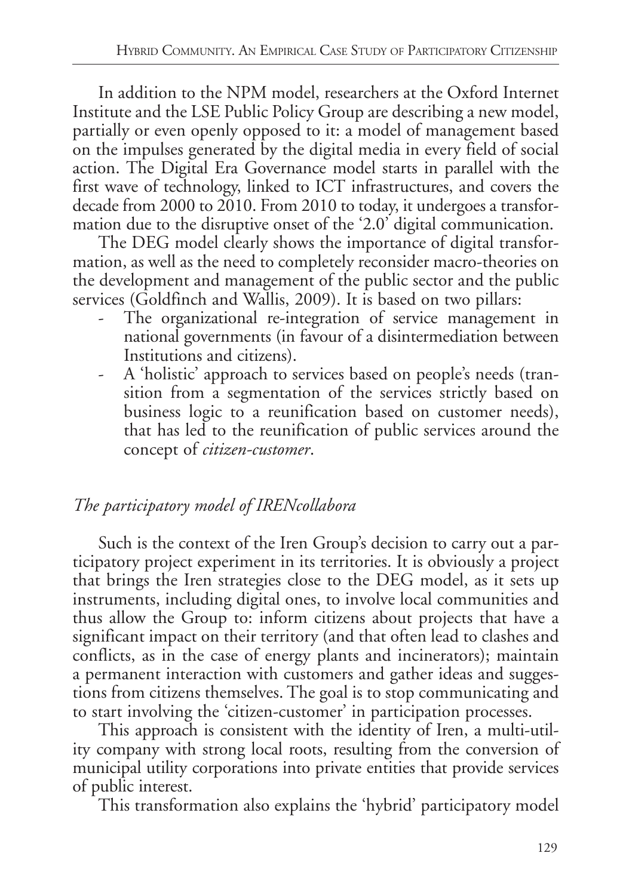In addition to the NPM model, researchers at the Oxford Internet Institute and the LSE Public Policy Group are describing a new model, partially or even openly opposed to it: a model of management based on the impulses generated by the digital media in every field of social action. The Digital Era Governance model starts in parallel with the first wave of technology, linked to ICT infrastructures, and covers the decade from 2000 to 2010. From 2010 to today, it undergoes a transformation due to the disruptive onset of the '2.0' digital communication.

The DEG model clearly shows the importance of digital transformation, as well as the need to completely reconsider macro-theories on the development and management of the public sector and the public services (Goldfinch and Wallis, 2009). It is based on two pillars:

- The organizational re-integration of service management in national governments (in favour of a disintermediation between Institutions and citizens).
- A 'holistic' approach to services based on people's needs (transition from a segmentation of the services strictly based on business logic to a reunification based on customer needs), that has led to the reunification of public services around the concept of *citizen-customer*.

### *The participatory model of IRENcollabora*

Such is the context of the Iren Group's decision to carry out a participatory project experiment in its territories. It is obviously a project that brings the Iren strategies close to the DEG model, as it sets up instruments, including digital ones, to involve local communities and thus allow the Group to: inform citizens about projects that have a significant impact on their territory (and that often lead to clashes and conflicts, as in the case of energy plants and incinerators); maintain a permanent interaction with customers and gather ideas and suggestions from citizens themselves. The goal is to stop communicating and to start involving the 'citizen-customer' in participation processes.

This approach is consistent with the identity of Iren, a multi-utility company with strong local roots, resulting from the conversion of municipal utility corporations into private entities that provide services of public interest.

This transformation also explains the 'hybrid' participatory model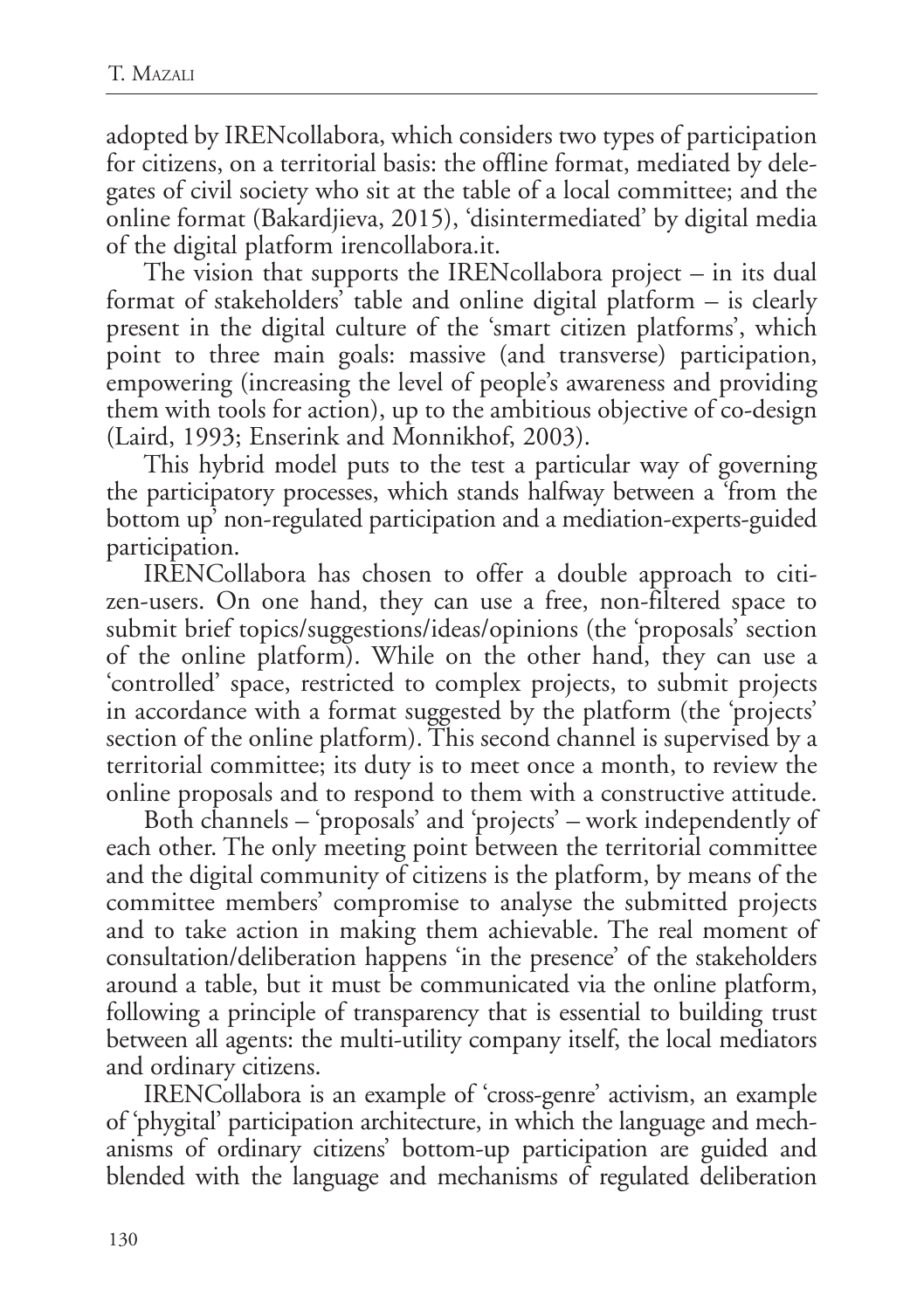adopted by IRENcollabora, which considers two types of participation for citizens, on a territorial basis: the offline format, mediated by delegates of civil society who sit at the table of a local committee; and the online format (Bakardjieva, 2015), 'disintermediated' by digital media of the digital platform irencollabora.it.

The vision that supports the IRENcollabora project – in its dual format of stakeholders' table and online digital platform – is clearly present in the digital culture of the 'smart citizen platforms', which point to three main goals: massive (and transverse) participation, empowering (increasing the level of people's awareness and providing them with tools for action), up to the ambitious objective of co-design (Laird, 1993; Enserink and Monnikhof, 2003).

This hybrid model puts to the test a particular way of governing the participatory processes, which stands halfway between a 'from the bottom up' non-regulated participation and a mediation-experts-guided participation.

IRENCollabora has chosen to offer a double approach to citizen-users. On one hand, they can use a free, non-filtered space to submit brief topics/suggestions/ideas/opinions (the 'proposals' section of the online platform). While on the other hand, they can use a 'controlled' space, restricted to complex projects, to submit projects in accordance with a format suggested by the platform (the 'projects' section of the online platform). This second channel is supervised by a territorial committee; its duty is to meet once a month, to review the online proposals and to respond to them with a constructive attitude.

Both channels – 'proposals' and 'projects' – work independently of each other. The only meeting point between the territorial committee and the digital community of citizens is the platform, by means of the committee members' compromise to analyse the submitted projects and to take action in making them achievable. The real moment of consultation/deliberation happens 'in the presence' of the stakeholders around a table, but it must be communicated via the online platform, following a principle of transparency that is essential to building trust between all agents: the multi-utility company itself, the local mediators and ordinary citizens.

IRENCollabora is an example of 'cross-genre' activism, an example of 'phygital' participation architecture, in which the language and mechanisms of ordinary citizens' bottom-up participation are guided and blended with the language and mechanisms of regulated deliberation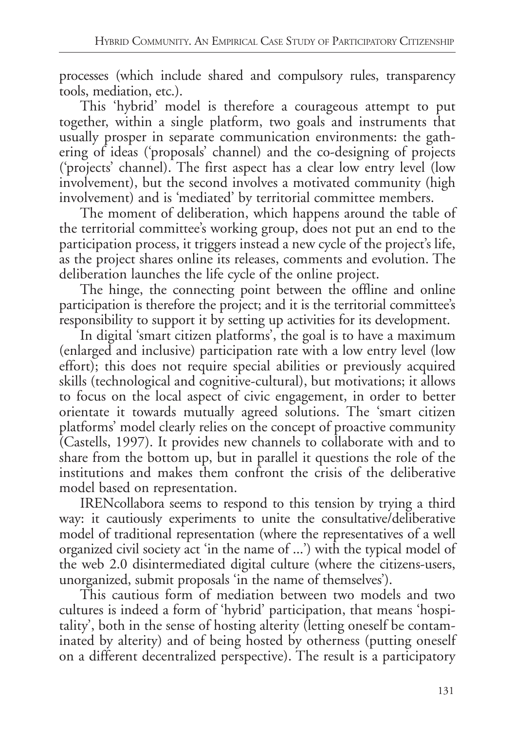processes (which include shared and compulsory rules, transparency tools, mediation, etc.).

This 'hybrid' model is therefore a courageous attempt to put together, within a single platform, two goals and instruments that usually prosper in separate communication environments: the gathering of ideas ('proposals' channel) and the co-designing of projects ('projects' channel). The first aspect has a clear low entry level (low involvement), but the second involves a motivated community (high involvement) and is 'mediated' by territorial committee members.

The moment of deliberation, which happens around the table of the territorial committee's working group, does not put an end to the participation process, it triggers instead a new cycle of the project's life, as the project shares online its releases, comments and evolution. The deliberation launches the life cycle of the online project.

The hinge, the connecting point between the offline and online participation is therefore the project; and it is the territorial committee's responsibility to support it by setting up activities for its development.

In digital 'smart citizen platforms', the goal is to have a maximum (enlarged and inclusive) participation rate with a low entry level (low effort); this does not require special abilities or previously acquired skills (technological and cognitive-cultural), but motivations; it allows to focus on the local aspect of civic engagement, in order to better orientate it towards mutually agreed solutions. The 'smart citizen platforms' model clearly relies on the concept of proactive community (Castells, 1997). It provides new channels to collaborate with and to share from the bottom up, but in parallel it questions the role of the institutions and makes them confront the crisis of the deliberative model based on representation.

IRENcollabora seems to respond to this tension by trying a third way: it cautiously experiments to unite the consultative/deliberative model of traditional representation (where the representatives of a well organized civil society act 'in the name of ...') with the typical model of the web 2.0 disintermediated digital culture (where the citizens-users, unorganized, submit proposals 'in the name of themselves').

This cautious form of mediation between two models and two cultures is indeed a form of 'hybrid' participation, that means 'hospitality', both in the sense of hosting alterity (letting oneself be contaminated by alterity) and of being hosted by otherness (putting oneself on a different decentralized perspective). The result is a participatory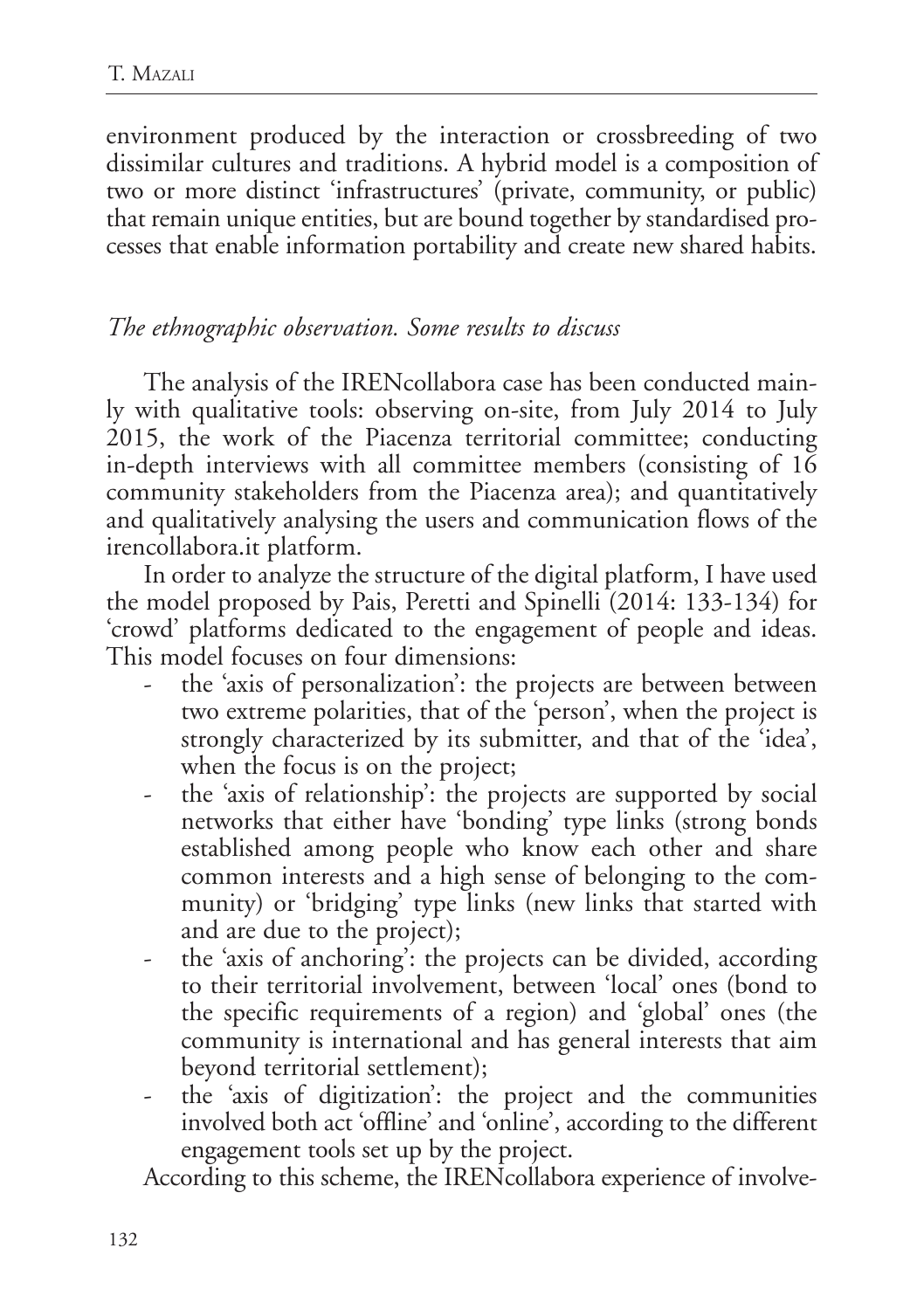environment produced by the interaction or crossbreeding of two dissimilar cultures and traditions. A hybrid model is a composition of two or more distinct 'infrastructures' (private, community, or public) that remain unique entities, but are bound together by standardised processes that enable information portability and create new shared habits.

### *The ethnographic observation. Some results to discuss*

The analysis of the IRENcollabora case has been conducted mainly with qualitative tools: observing on-site, from July 2014 to July 2015, the work of the Piacenza territorial committee; conducting in-depth interviews with all committee members (consisting of 16 community stakeholders from the Piacenza area); and quantitatively and qualitatively analysing the users and communication flows of the irencollabora.it platform.

In order to analyze the structure of the digital platform, I have used the model proposed by Pais, Peretti and Spinelli (2014: 133-134) for 'crowd' platforms dedicated to the engagement of people and ideas. This model focuses on four dimensions:

- the 'axis of personalization': the projects are between between two extreme polarities, that of the 'person', when the project is strongly characterized by its submitter, and that of the 'idea', when the focus is on the project;
- the 'axis of relationship': the projects are supported by social networks that either have 'bonding' type links (strong bonds established among people who know each other and share common interests and a high sense of belonging to the community) or 'bridging' type links (new links that started with and are due to the project);
- the 'axis of anchoring': the projects can be divided, according to their territorial involvement, between 'local' ones (bond to the specific requirements of a region) and 'global' ones (the community is international and has general interests that aim beyond territorial settlement);
- the 'axis of digitization': the project and the communities involved both act 'offline' and 'online', according to the different engagement tools set up by the project.

According to this scheme, the IRENcollabora experience of involve-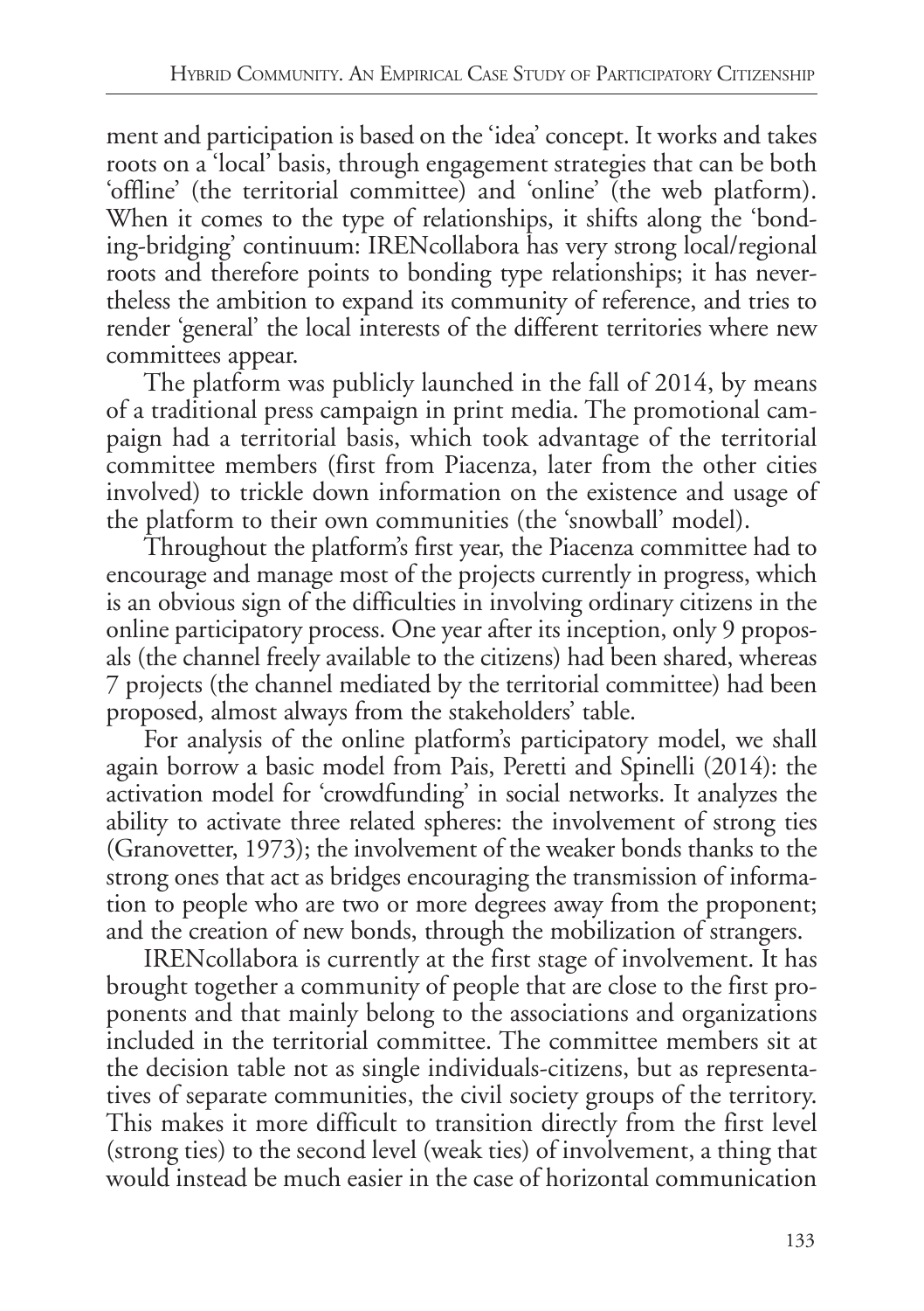ment and participation is based on the 'idea' concept. It works and takes roots on a 'local' basis, through engagement strategies that can be both 'offline' (the territorial committee) and 'online' (the web platform). When it comes to the type of relationships, it shifts along the 'bonding-bridging' continuum: IRENcollabora has very strong local/regional roots and therefore points to bonding type relationships; it has nevertheless the ambition to expand its community of reference, and tries to render 'general' the local interests of the different territories where new committees appear.

The platform was publicly launched in the fall of 2014, by means of a traditional press campaign in print media. The promotional campaign had a territorial basis, which took advantage of the territorial committee members (first from Piacenza, later from the other cities involved) to trickle down information on the existence and usage of the platform to their own communities (the 'snowball' model).

Throughout the platform's first year, the Piacenza committee had to encourage and manage most of the projects currently in progress, which is an obvious sign of the difficulties in involving ordinary citizens in the online participatory process. One year after its inception, only 9 proposals (the channel freely available to the citizens) had been shared, whereas 7 projects (the channel mediated by the territorial committee) had been proposed, almost always from the stakeholders' table.

For analysis of the online platform's participatory model, we shall again borrow a basic model from Pais, Peretti and Spinelli (2014): the activation model for 'crowdfunding' in social networks. It analyzes the ability to activate three related spheres: the involvement of strong ties (Granovetter, 1973); the involvement of the weaker bonds thanks to the strong ones that act as bridges encouraging the transmission of information to people who are two or more degrees away from the proponent; and the creation of new bonds, through the mobilization of strangers.

IRENcollabora is currently at the first stage of involvement. It has brought together a community of people that are close to the first proponents and that mainly belong to the associations and organizations included in the territorial committee. The committee members sit at the decision table not as single individuals-citizens, but as representatives of separate communities, the civil society groups of the territory. This makes it more difficult to transition directly from the first level (strong ties) to the second level (weak ties) of involvement, a thing that would instead be much easier in the case of horizontal communication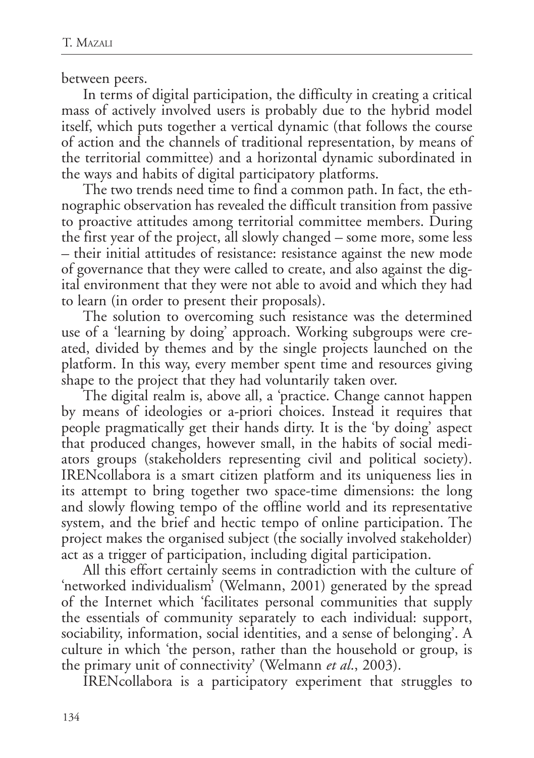between peers.

In terms of digital participation, the difficulty in creating a critical mass of actively involved users is probably due to the hybrid model itself, which puts together a vertical dynamic (that follows the course of action and the channels of traditional representation, by means of the territorial committee) and a horizontal dynamic subordinated in the ways and habits of digital participatory platforms.

The two trends need time to find a common path. In fact, the ethnographic observation has revealed the difficult transition from passive to proactive attitudes among territorial committee members. During the first year of the project, all slowly changed – some more, some less – their initial attitudes of resistance: resistance against the new mode of governance that they were called to create, and also against the digital environment that they were not able to avoid and which they had to learn (in order to present their proposals).

The solution to overcoming such resistance was the determined use of a 'learning by doing' approach. Working subgroups were created, divided by themes and by the single projects launched on the platform. In this way, every member spent time and resources giving shape to the project that they had voluntarily taken over.

The digital realm is, above all, a 'practice. Change cannot happen by means of ideologies or a-priori choices. Instead it requires that people pragmatically get their hands dirty. It is the 'by doing' aspect that produced changes, however small, in the habits of social mediators groups (stakeholders representing civil and political society). IRENcollabora is a smart citizen platform and its uniqueness lies in its attempt to bring together two space-time dimensions: the long and slowly flowing tempo of the offline world and its representative system, and the brief and hectic tempo of online participation. The project makes the organised subject (the socially involved stakeholder) act as a trigger of participation, including digital participation.

All this effort certainly seems in contradiction with the culture of 'networked individualism' (Welmann, 2001) generated by the spread of the Internet which 'facilitates personal communities that supply the essentials of community separately to each individual: support, sociability, information, social identities, and a sense of belonging'. A culture in which 'the person, rather than the household or group, is the primary unit of connectivity' (Welmann *et al*., 2003).

IRENcollabora is a participatory experiment that struggles to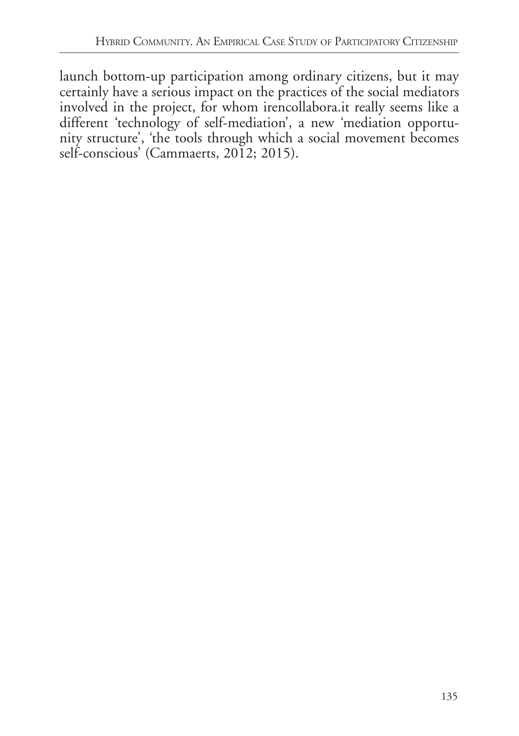launch bottom-up participation among ordinary citizens, but it may certainly have a serious impact on the practices of the social mediators involved in the project, for whom irencollabora.it really seems like a different 'technology of self-mediation', a new 'mediation opportunity structure', 'the tools through which a social movement becomes self-conscious' (Cammaerts, 2012; 2015).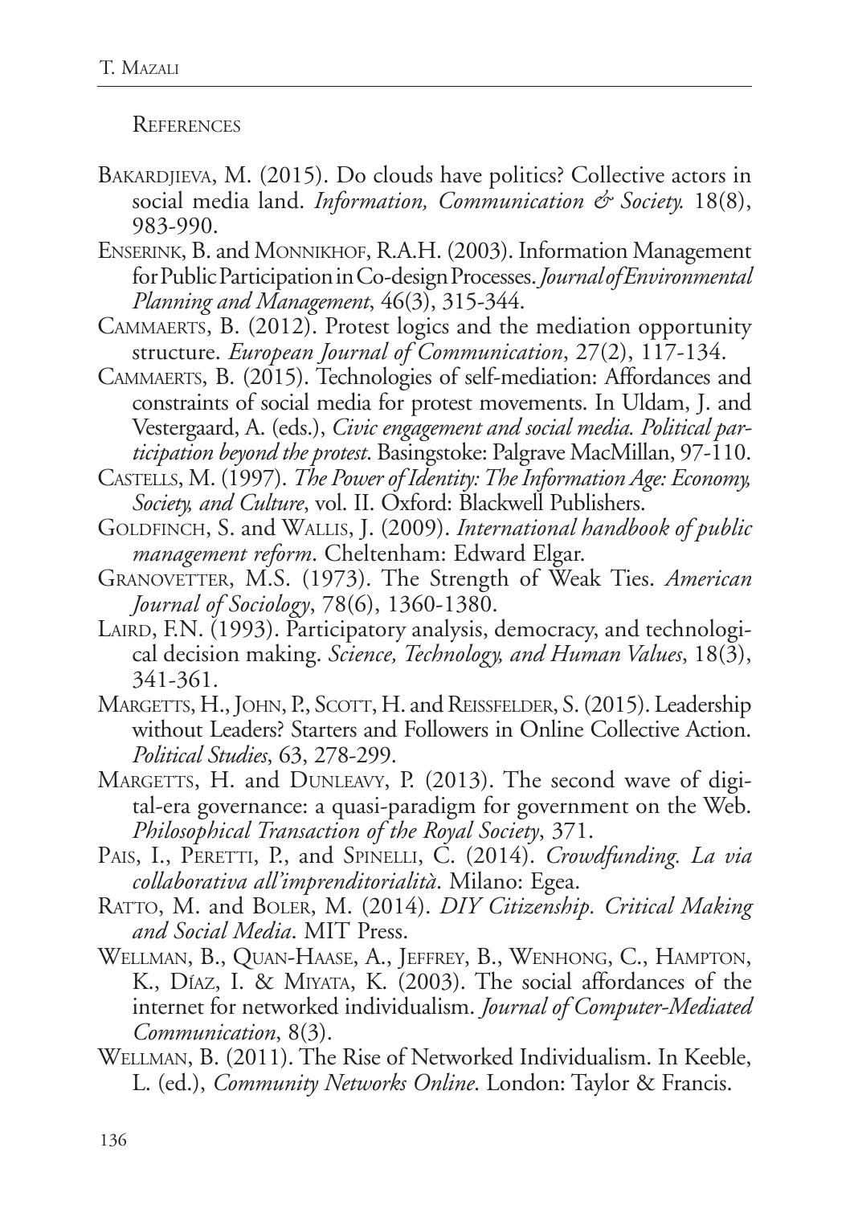## References

Bakardjieva, M. (2015). Do clouds have politics? Collective actors in social media land. *Information, Communication & Society.* 18(8), 983-990.

Enserink, B. and Monnikhof, R.A.H. (2003). Information Management for Public Participation in Co-design Processes. *Journal of Environmental Planning and Management*, 46(3), 315-344.

Cammaerts, B. (2012). Protest logics and the mediation opportunity structure. *European Journal of Communication*, 27(2), 117-134.

Cammaerts, B. (2015). Technologies of self-mediation: Affordances and constraints of social media for protest movements. In Uldam, J. and Vestergaard, A. (eds.), *Civic engagement and social media. Political participation beyond the protest*. Basingstoke: Palgrave MacMillan, 97-110.

Castells, M. (1997). *The Power of Identity: The Information Age: Economy, Society, and Culture*, vol. II. Oxford: Blackwell Publishers.

Goldfinch, S. and Wallis, J. (2009). *International handbook of public management reform*. Cheltenham: Edward Elgar.

Granovetter, M.S. (1973). The Strength of Weak Ties. *American Journal of Sociology*, 78(6), 1360-1380.

Laird, F.N. (1993). Participatory analysis, democracy, and technological decision making. *Science, Technology, and Human Values*, 18(3), 341-361.

Margetts, H., John, P., Scott, H. and Reissfelder, S. (2015). Leadership without Leaders? Starters and Followers in Online Collective Action. *Political Studies*, 63, 278-299.

Margetts, H. and Dunleavy, P. (2013). The second wave of digital-era governance: a quasi-paradigm for government on the Web. *Philosophical Transaction of the Royal Society*, 371.

Pais, I., Peretti, P., and Spinelli, C. (2014). *Crowdfunding. La via collaborativa all'imprenditorialità*. Milano: Egea.

Ratto, M. and Boler, M. (2014). *DIY Citizenship. Critical Making and Social Media*. MIT Press.

Wellman, B., Quan-Haase, A., Jeffrey, B., Wenhong, C., Hampton, K., Díaz, I. & Miyata, K. (2003). The social affordances of the internet for networked individualism. *Journal of Computer-Mediated Communication*, 8(3).

Wellman, B. (2011). The Rise of Networked Individualism. In Keeble, L. (ed.), *Community Networks Online*. London: Taylor & Francis.